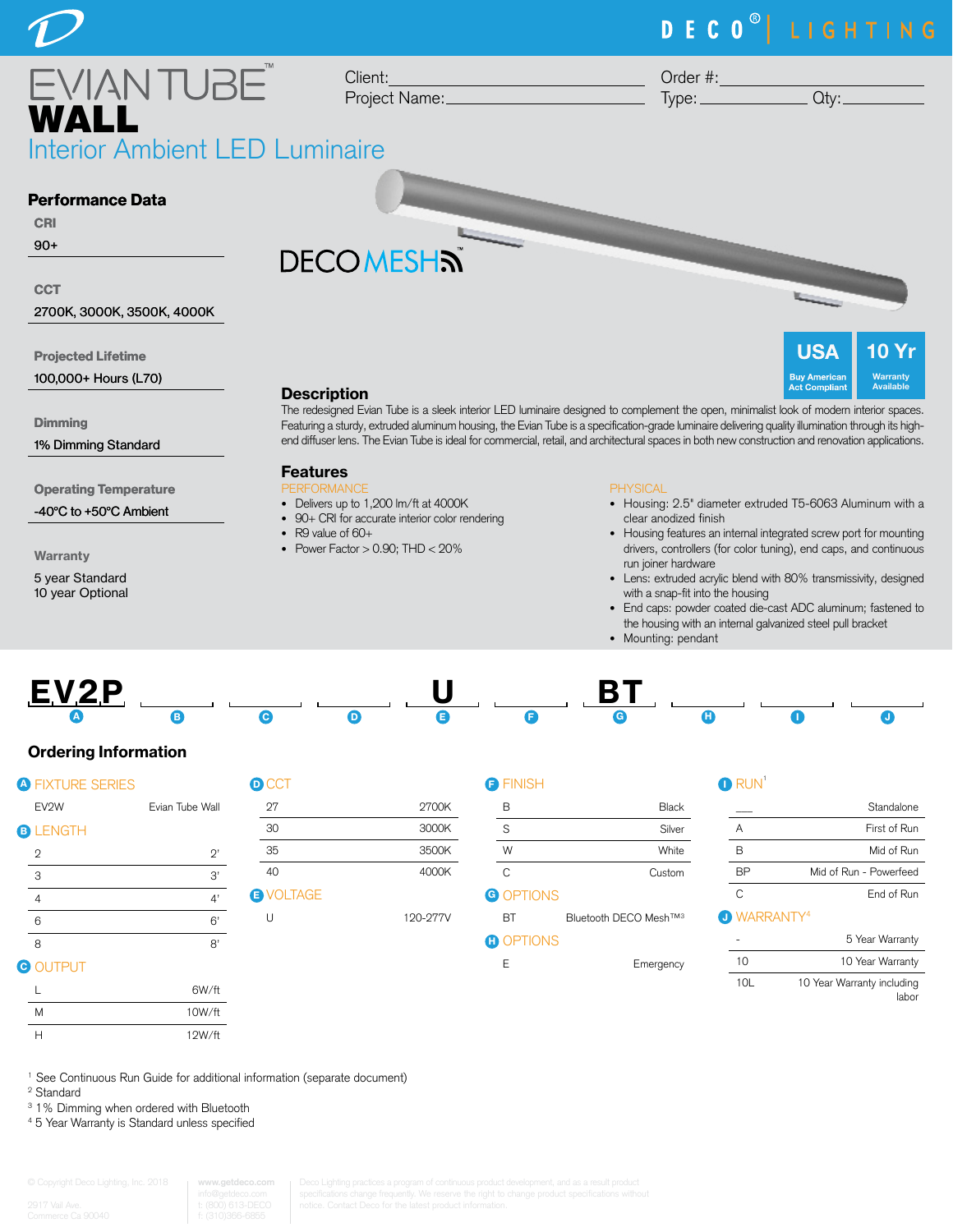DECO® | LIGHTING

# EVIAN TUBE™ WALL

## Interior Ambient LED Luminaire

Client: ________________ Order #: ________________
Project Name: ________________ Type: ________ Qty: ________

DECO MESH™

USA — Buy American Act Compliant

10 Yr — Warranty Available

### Performance Data

**CRI**
90+

**CCT**
2700K, 3000K, 3500K, 4000K

**Projected Lifetime**
100,000+ Hours (L70)

**Dimming**
1% Dimming Standard

**Operating Temperature**
-40°C to +50°C Ambient

**Warranty**
5 year Standard
10 year Optional

### Description

The redesigned Evian Tube is a sleek interior LED luminaire designed to complement the open, minimalist look of modern interior spaces. Featuring a sturdy, extruded aluminum housing, the Evian Tube is a specification-grade luminaire delivering quality illumination through its high-end diffuser lens. The Evian Tube is ideal for commercial, retail, and architectural spaces in both new construction and renovation applications.

### Features

PERFORMANCE

- Delivers up to 1,200 lm/ft at 4000K
- 90+ CRI for accurate interior color rendering
- R9 value of 60+
- Power Factor > 0.90; THD < 20%

PHYSICAL

- Housing: 2.5" diameter extruded T5-6063 Aluminum with a clear anodized finish
- Housing features an internal integrated screw port for mounting drivers, controllers (for color tuning), end caps, and continuous run joiner hardware
- Lens: extruded acrylic blend with 80% transmissivity, designed with a snap-fit into the housing
- End caps: powder coated die-cast ADC aluminum; fastened to the housing with an internal galvanized steel pull bracket
- Mounting: pendant

| EV2P | ___ | ___ | ___ | U | ___ | BT | ___ | ___ | ___ |
|---|---|---|---|---|---|---|---|---|---|
| A | B | C | D | E | F | G | H | I | J |

## Ordering Information

**A FIXTURE SERIES**

| | |
|---|---|
| EV2W | Evian Tube Wall |

**B LENGTH**

| | |
|---|---|
| 2 | 2' |
| 3 | 3' |
| 4 | 4' |
| 6 | 6' |
| 8 | 8' |

**C OUTPUT**

| | |
|---|---|
| L | 6W/ft |
| M | 10W/ft |
| H | 12W/ft |

**D CCT**

| | |
|---|---|
| 27 | 2700K |
| 30 | 3000K |
| 35 | 3500K |
| 40 | 4000K |

**E VOLTAGE**

| | |
|---|---|
| U | 120-277V |

**F FINISH**

| | |
|---|---|
| B | Black |
| S | Silver |
| W | White |
| C | Custom |

**G OPTIONS**

| | |
|---|---|
| BT | Bluetooth DECO Mesh™[3] |

**H OPTIONS**

| | |
|---|---|
| E | Emergency |

**I RUN[1]**

| | |
|---|---|
| ___ | Standalone |
| A | First of Run |
| B | Mid of Run |
| BP | Mid of Run - Powerfeed |
| C | End of Run |

**J WARRANTY[4]**

| | |
|---|---|
| - | 5 Year Warranty |
| 10 | 10 Year Warranty |
| 10L | 10 Year Warranty including labor |

[1] See Continuous Run Guide for additional information (separate document)
[2] Standard
[3] 1% Dimming when ordered with Bluetooth
[4] 5 Year Warranty is Standard unless specified

© Copyright Deco Lighting, Inc. 2018
2917 Vail Ave.
Commerce Ca 90040

www.getdeco.com
info@getdeco.com
t: (800) 613-DECO
f: (310)366-6855

Deco Lighting practices a program of continuous product development, and as a result product specifications change frequently. We reserve the right to change product specifications without notice. Contact Deco for the latest product information.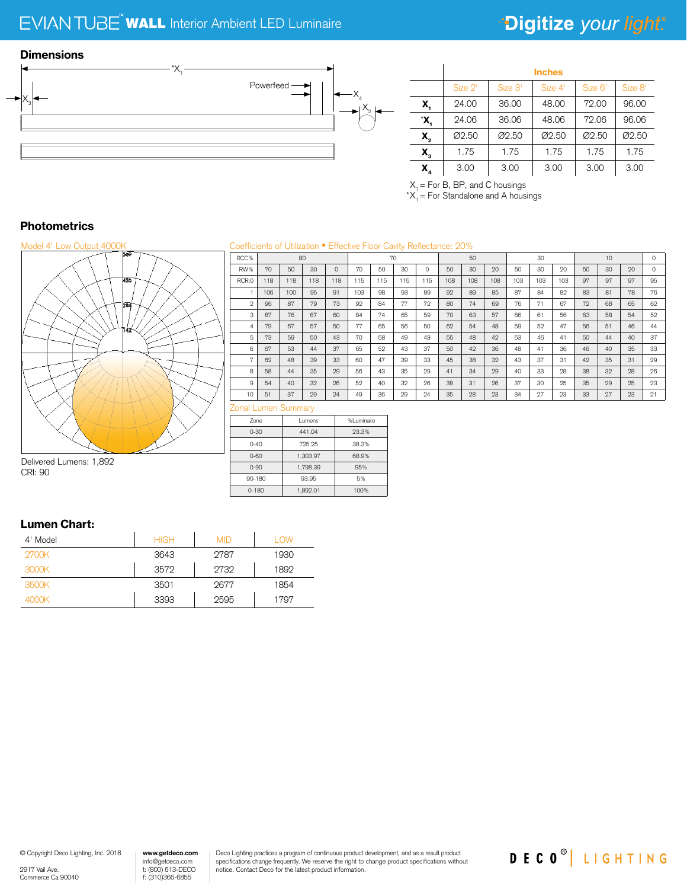# EVIAN TUBE™ WALL Interior Ambient LED Luminaire

## Dimensions

*X1

Powerfeed

X3

X4

X2

| | Inches | | | | |
|---|---|---|---|---|---|
| | Size 2' | Size 3' | Size 4' | Size 6' | Size 8' |
| $X_1$ | 24.00 | 36.00 | 48.00 | 72.00 | 96.00 |
| *$X_1$ | 24.06 | 36.06 | 48.06 | 72.06 | 96.06 |
| $X_2$ | Ø2.50 | Ø2.50 | Ø2.50 | Ø2.50 | Ø2.50 |
| $X_3$ | 1.75 | 1.75 | 1.75 | 1.75 | 1.75 |
| $X_4$ | 3.00 | 3.00 | 3.00 | 3.00 | 3.00 |

$X_1$ = For B, BP, and C housings

*$X_1$ = For Standalone and A housings

## Photometrics

Model 4' Low Output 4000K

569
426
284
142

Delivered Lumens: 1,892

CRI: 90

Coefficients of Utilization • Effective Floor Cavity Reflectance: 20%

| RCC% | 80 | | | | 70 | | | | 50 | | | 30 | | | 10 | | | 0 |
|---|---|---|---|---|---|---|---|---|---|---|---|---|---|---|---|---|---|---|
| RW% | 70 | 50 | 30 | 0 | 70 | 50 | 30 | 0 | 50 | 30 | 20 | 50 | 30 | 20 | 50 | 30 | 20 | 0 |
| RCR:0 | 118 | 118 | 118 | 118 | 115 | 115 | 115 | 115 | 108 | 108 | 108 | 103 | 103 | 103 | 97 | 97 | 97 | 95 |
| 1 | 106 | 100 | 95 | 91 | 103 | 98 | 93 | 89 | 92 | 89 | 85 | 87 | 84 | 82 | 83 | 81 | 78 | 76 |
| 2 | 96 | 87 | 79 | 73 | 92 | 84 | 77 | 72 | 80 | 74 | 69 | 76 | 71 | 67 | 72 | 68 | 65 | 62 |
| 3 | 87 | 76 | 67 | 60 | 84 | 74 | 65 | 59 | 70 | 63 | 57 | 66 | 61 | 56 | 63 | 58 | 54 | 52 |
| 4 | 79 | 67 | 57 | 50 | 77 | 65 | 56 | 50 | 62 | 54 | 48 | 59 | 52 | 47 | 56 | 51 | 46 | 44 |
| 5 | 73 | 59 | 50 | 43 | 70 | 58 | 49 | 43 | 55 | 48 | 42 | 53 | 46 | 41 | 50 | 44 | 40 | 37 |
| 6 | 67 | 53 | 44 | 37 | 65 | 52 | 43 | 37 | 50 | 42 | 36 | 48 | 41 | 36 | 46 | 40 | 35 | 33 |
| 7 | 62 | 48 | 39 | 33 | 60 | 47 | 39 | 33 | 45 | 38 | 32 | 43 | 37 | 31 | 42 | 35 | 31 | 29 |
| 8 | 58 | 44 | 35 | 29 | 56 | 43 | 35 | 29 | 41 | 34 | 29 | 40 | 33 | 28 | 38 | 32 | 28 | 26 |
| 9 | 54 | 40 | 32 | 26 | 52 | 40 | 32 | 26 | 38 | 31 | 26 | 37 | 30 | 25 | 35 | 29 | 25 | 23 |
| 10 | 51 | 37 | 29 | 24 | 49 | 36 | 29 | 24 | 35 | 28 | 23 | 34 | 27 | 23 | 33 | 27 | 23 | 21 |

Zonal Lumen Summary

| Zone | Lumens | %Luminaire |
|---|---|---|
| 0-30 | 441.04 | 23.3% |
| 0-40 | 725.25 | 38.3% |
| 0-60 | 1,303.97 | 68.9% |
| 0-90 | 1,798.39 | 95% |
| 90-180 | 93.95 | 5% |
| 0-180 | 1,892.01 | 100% |

## Lumen Chart:

| 4' Model | HIGH | MID | LOW |
|---|---|---|---|
| 2700K | 3643 | 2787 | 1930 |
| 3000K | 3572 | 2732 | 1892 |
| 3500K | 3501 | 2677 | 1854 |
| 4000K | 3393 | 2595 | 1797 |

© Copyright Deco Lighting, Inc. 2018

2917 Vail Ave.
Commerce Ca 90040

www.getdeco.com
info@getdeco.com
t: (800) 613-DECO
f: (310)366-6855

Deco Lighting practices a program of continuous product development, and as a result product specifications change frequently. We reserve the right to change product specifications without notice. Contact Deco for the latest product information.

DECO® | LIGHTING